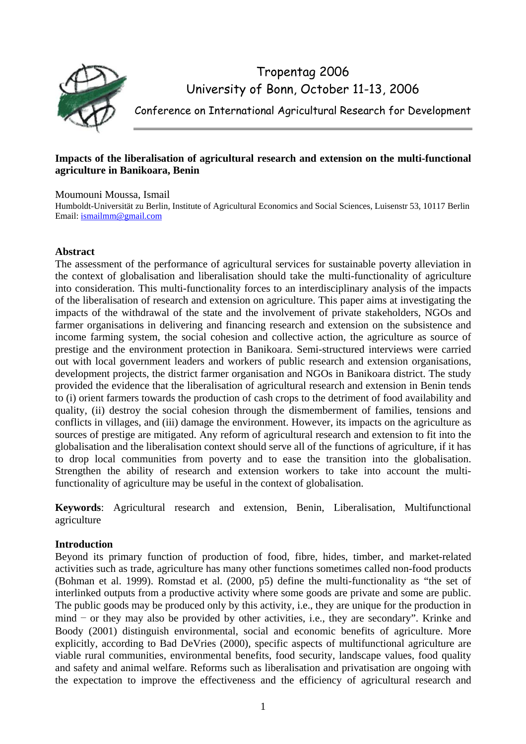Tropentag 2006
University of Bonn, October 11-13, 2006

Conference on International Agricultural Research for Development

---

**Impacts of the liberalisation of agricultural research and extension on the multi-functional agriculture in Banikoara, Benin**

Moumouni Moussa, Ismail

Humboldt-Universität zu Berlin, Institute of Agricultural Economics and Social Sciences, Luisenstr 53, 10117 Berlin
Email: ismailmm@gmail.com

## Abstract

The assessment of the performance of agricultural services for sustainable poverty alleviation in the context of globalisation and liberalisation should take the multi-functionality of agriculture into consideration. This multi-functionality forces to an interdisciplinary analysis of the impacts of the liberalisation of research and extension on agriculture. This paper aims at investigating the impacts of the withdrawal of the state and the involvement of private stakeholders, NGOs and farmer organisations in delivering and financing research and extension on the subsistence and income farming system, the social cohesion and collective action, the agriculture as source of prestige and the environment protection in Banikoara. Semi-structured interviews were carried out with local government leaders and workers of public research and extension organisations, development projects, the district farmer organisation and NGOs in Banikoara district. The study provided the evidence that the liberalisation of agricultural research and extension in Benin tends to (i) orient farmers towards the production of cash crops to the detriment of food availability and quality, (ii) destroy the social cohesion through the dismemberment of families, tensions and conflicts in villages, and (iii) damage the environment. However, its impacts on the agriculture as sources of prestige are mitigated. Any reform of agricultural research and extension to fit into the globalisation and the liberalisation context should serve all of the functions of agriculture, if it has to drop local communities from poverty and to ease the transition into the globalisation. Strengthen the ability of research and extension workers to take into account the multi-functionality of agriculture may be useful in the context of globalisation.

**Keywords**: Agricultural research and extension, Benin, Liberalisation, Multifunctional agriculture

## Introduction

Beyond its primary function of production of food, fibre, hides, timber, and market-related activities such as trade, agriculture has many other functions sometimes called non-food products (Bohman et al. 1999). Romstad et al. (2000, p5) define the multi-functionality as "the set of interlinked outputs from a productive activity where some goods are private and some are public. The public goods may be produced only by this activity, i.e., they are unique for the production in mind − or they may also be provided by other activities, i.e., they are secondary". Krinke and Boody (2001) distinguish environmental, social and economic benefits of agriculture. More explicitly, according to Bad DeVries (2000), specific aspects of multifunctional agriculture are viable rural communities, environmental benefits, food security, landscape values, food quality and safety and animal welfare. Reforms such as liberalisation and privatisation are ongoing with the expectation to improve the effectiveness and the efficiency of agricultural research and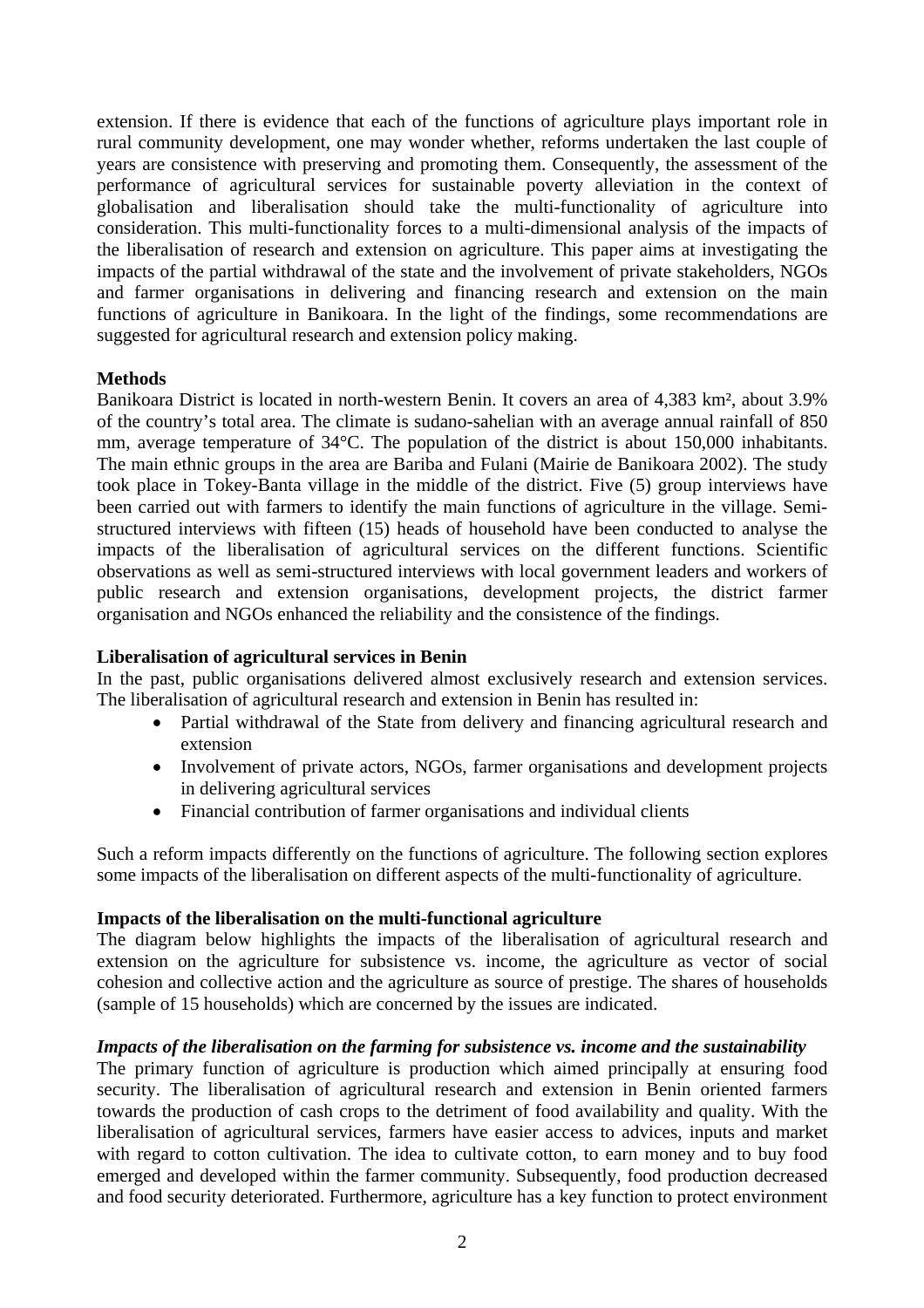extension. If there is evidence that each of the functions of agriculture plays important role in rural community development, one may wonder whether, reforms undertaken the last couple of years are consistence with preserving and promoting them. Consequently, the assessment of the performance of agricultural services for sustainable poverty alleviation in the context of globalisation and liberalisation should take the multi-functionality of agriculture into consideration. This multi-functionality forces to a multi-dimensional analysis of the impacts of the liberalisation of research and extension on agriculture. This paper aims at investigating the impacts of the partial withdrawal of the state and the involvement of private stakeholders, NGOs and farmer organisations in delivering and financing research and extension on the main functions of agriculture in Banikoara. In the light of the findings, some recommendations are suggested for agricultural research and extension policy making.

**Methods**

Banikoara District is located in north-western Benin. It covers an area of 4,383 km², about 3.9% of the country's total area. The climate is sudano-sahelian with an average annual rainfall of 850 mm, average temperature of 34°C. The population of the district is about 150,000 inhabitants. The main ethnic groups in the area are Bariba and Fulani (Mairie de Banikoara 2002). The study took place in Tokey-Banta village in the middle of the district. Five (5) group interviews have been carried out with farmers to identify the main functions of agriculture in the village. Semi-structured interviews with fifteen (15) heads of household have been conducted to analyse the impacts of the liberalisation of agricultural services on the different functions. Scientific observations as well as semi-structured interviews with local government leaders and workers of public research and extension organisations, development projects, the district farmer organisation and NGOs enhanced the reliability and the consistence of the findings.

**Liberalisation of agricultural services in Benin**

In the past, public organisations delivered almost exclusively research and extension services. The liberalisation of agricultural research and extension in Benin has resulted in:

- Partial withdrawal of the State from delivery and financing agricultural research and extension
- Involvement of private actors, NGOs, farmer organisations and development projects in delivering agricultural services
- Financial contribution of farmer organisations and individual clients

Such a reform impacts differently on the functions of agriculture. The following section explores some impacts of the liberalisation on different aspects of the multi-functionality of agriculture.

**Impacts of the liberalisation on the multi-functional agriculture**

The diagram below highlights the impacts of the liberalisation of agricultural research and extension on the agriculture for subsistence vs. income, the agriculture as vector of social cohesion and collective action and the agriculture as source of prestige. The shares of households (sample of 15 households) which are concerned by the issues are indicated.

***Impacts of the liberalisation on the farming for subsistence vs. income and the sustainability***

The primary function of agriculture is production which aimed principally at ensuring food security. The liberalisation of agricultural research and extension in Benin oriented farmers towards the production of cash crops to the detriment of food availability and quality. With the liberalisation of agricultural services, farmers have easier access to advices, inputs and market with regard to cotton cultivation. The idea to cultivate cotton, to earn money and to buy food emerged and developed within the farmer community. Subsequently, food production decreased and food security deteriorated. Furthermore, agriculture has a key function to protect environment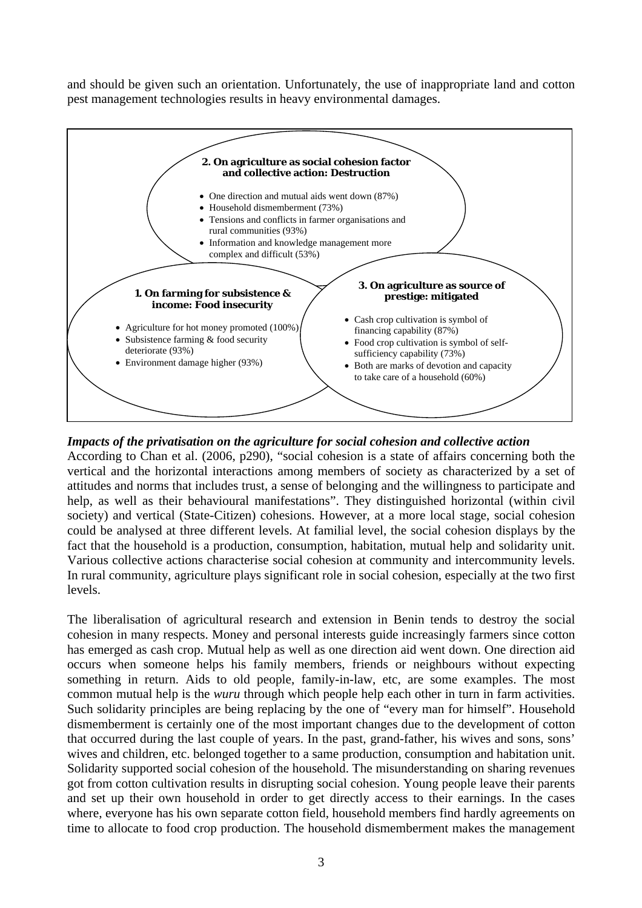and should be given such an orientation. Unfortunately, the use of inappropriate land and cotton pest management technologies results in heavy environmental damages.

**2. On agriculture as social cohesion factor and collective action: Destruction**

- One direction and mutual aids went down (87%)
- Household dismemberment (73%)
- Tensions and conflicts in farmer organisations and rural communities (93%)
- Information and knowledge management more complex and difficult (53%)

**1. On farming for subsistence & income: Food insecurity**

- Agriculture for hot money promoted (100%)
- Subsistence farming & food security deteriorate (93%)
- Environment damage higher (93%)

**3. On agriculture as source of prestige: mitigated**

- Cash crop cultivation is symbol of financing capability (87%)
- Food crop cultivation is symbol of self-sufficiency capability (73%)
- Both are marks of devotion and capacity to take care of a household (60%)

***Impacts of the privatisation on the agriculture for social cohesion and collective action***

According to Chan et al. (2006, p290), "social cohesion is a state of affairs concerning both the vertical and the horizontal interactions among members of society as characterized by a set of attitudes and norms that includes trust, a sense of belonging and the willingness to participate and help, as well as their behavioural manifestations". They distinguished horizontal (within civil society) and vertical (State-Citizen) cohesions. However, at a more local stage, social cohesion could be analysed at three different levels. At familial level, the social cohesion displays by the fact that the household is a production, consumption, habitation, mutual help and solidarity unit. Various collective actions characterise social cohesion at community and intercommunity levels. In rural community, agriculture plays significant role in social cohesion, especially at the two first levels.

The liberalisation of agricultural research and extension in Benin tends to destroy the social cohesion in many respects. Money and personal interests guide increasingly farmers since cotton has emerged as cash crop. Mutual help as well as one direction aid went down. One direction aid occurs when someone helps his family members, friends or neighbours without expecting something in return. Aids to old people, family-in-law, etc, are some examples. The most common mutual help is the *wuru* through which people help each other in turn in farm activities. Such solidarity principles are being replacing by the one of "every man for himself". Household dismemberment is certainly one of the most important changes due to the development of cotton that occurred during the last couple of years. In the past, grand-father, his wives and sons, sons' wives and children, etc. belonged together to a same production, consumption and habitation unit. Solidarity supported social cohesion of the household. The misunderstanding on sharing revenues got from cotton cultivation results in disrupting social cohesion. Young people leave their parents and set up their own household in order to get directly access to their earnings. In the cases where, everyone has his own separate cotton field, household members find hardly agreements on time to allocate to food crop production. The household dismemberment makes the management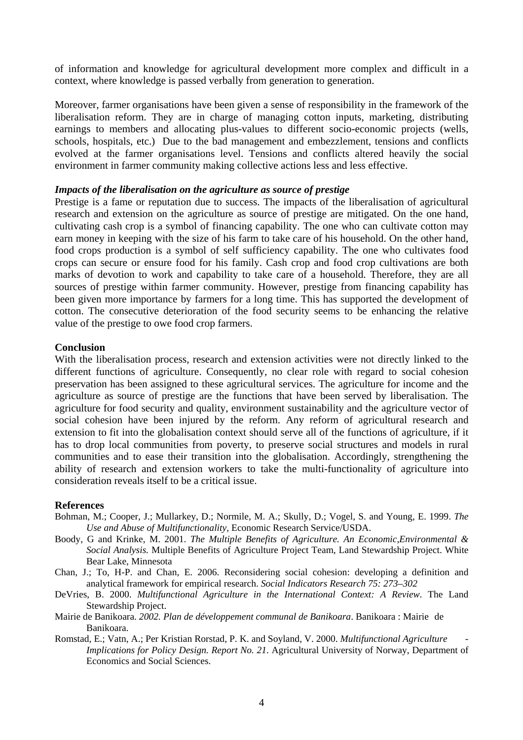of information and knowledge for agricultural development more complex and difficult in a context, where knowledge is passed verbally from generation to generation.

Moreover, farmer organisations have been given a sense of responsibility in the framework of the liberalisation reform. They are in charge of managing cotton inputs, marketing, distributing earnings to members and allocating plus-values to different socio-economic projects (wells, schools, hospitals, etc.) Due to the bad management and embezzlement, tensions and conflicts evolved at the farmer organisations level. Tensions and conflicts altered heavily the social environment in farmer community making collective actions less and less effective.

***Impacts of the liberalisation on the agriculture as source of prestige***

Prestige is a fame or reputation due to success. The impacts of the liberalisation of agricultural research and extension on the agriculture as source of prestige are mitigated. On the one hand, cultivating cash crop is a symbol of financing capability. The one who can cultivate cotton may earn money in keeping with the size of his farm to take care of his household. On the other hand, food crops production is a symbol of self sufficiency capability. The one who cultivates food crops can secure or ensure food for his family. Cash crop and food crop cultivations are both marks of devotion to work and capability to take care of a household. Therefore, they are all sources of prestige within farmer community. However, prestige from financing capability has been given more importance by farmers for a long time. This has supported the development of cotton. The consecutive deterioration of the food security seems to be enhancing the relative value of the prestige to owe food crop farmers.

**Conclusion**

With the liberalisation process, research and extension activities were not directly linked to the different functions of agriculture. Consequently, no clear role with regard to social cohesion preservation has been assigned to these agricultural services. The agriculture for income and the agriculture as source of prestige are the functions that have been served by liberalisation. The agriculture for food security and quality, environment sustainability and the agriculture vector of social cohesion have been injured by the reform. Any reform of agricultural research and extension to fit into the globalisation context should serve all of the functions of agriculture, if it has to drop local communities from poverty, to preserve social structures and models in rural communities and to ease their transition into the globalisation. Accordingly, strengthening the ability of research and extension workers to take the multi-functionality of agriculture into consideration reveals itself to be a critical issue.

**References**

Bohman, M.; Cooper, J.; Mullarkey, D.; Normile, M. A.; Skully, D.; Vogel, S. and Young, E. 1999. *The Use and Abuse of Multifunctionality*, Economic Research Service/USDA.

Boody, G and Krinke, M. 2001. *The Multiple Benefits of Agriculture. An Economic,Environmental & Social Analysis.* Multiple Benefits of Agriculture Project Team, Land Stewardship Project. White Bear Lake, Minnesota

Chan, J.; To, H-P. and Chan, E. 2006. Reconsidering social cohesion: developing a definition and analytical framework for empirical research. *Social Indicators Research 75: 273–302*

DeVries, B. 2000. *Multifunctional Agriculture in the International Context: A Review*. The Land Stewardship Project.

Mairie de Banikoara. *2002. Plan de développement communal de Banikoara*. Banikoara : Mairie de Banikoara.

Romstad, E.; Vatn, A.; Per Kristian Rorstad, P. K. and Soyland, V. 2000. *Multifunctional Agriculture - Implications for Policy Design. Report No. 21*. Agricultural University of Norway, Department of Economics and Social Sciences.